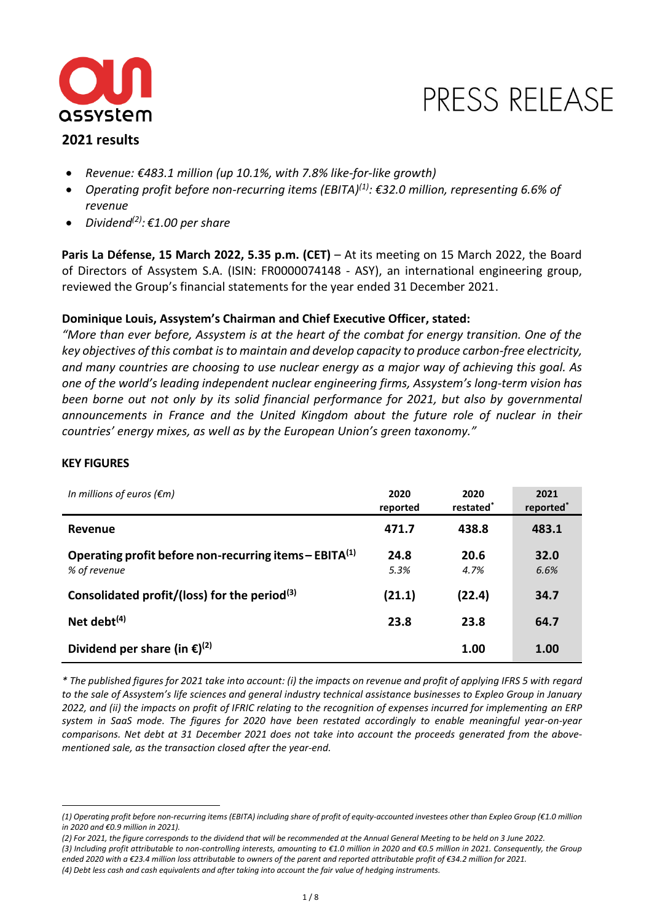# PRESS RELEASE

## 2021 results

- *Revenue: €483.1 million (up 10.1%, with 7.8% like-for-like growth)*
- *Operating profit before non-recurring items (EBITA)[(1)]: €32.0 million, representing 6.6% of revenue*
- *Dividend[(2)]: €1.00 per share*

**Paris La Défense, 15 March 2022, 5.35 p.m. (CET)** – At its meeting on 15 March 2022, the Board of Directors of Assystem S.A. (ISIN: FR0000074148 - ASY), an international engineering group, reviewed the Group's financial statements for the year ended 31 December 2021.

**Dominique Louis, Assystem's Chairman and Chief Executive Officer, stated:**

*"More than ever before, Assystem is at the heart of the combat for energy transition. One of the key objectives of this combat is to maintain and develop capacity to produce carbon-free electricity, and many countries are choosing to use nuclear energy as a major way of achieving this goal. As one of the world's leading independent nuclear engineering firms, Assystem's long-term vision has been borne out not only by its solid financial performance for 2021, but also by governmental announcements in France and the United Kingdom about the future role of nuclear in their countries' energy mixes, as well as by the European Union's green taxonomy."*

### KEY FIGURES

| *In millions of euros (€m)* | 2020 reported | 2020 restated* | 2021 reported* |
|---|---|---|---|
| **Revenue** | **471.7** | **438.8** | **483.1** |
| **Operating profit before non-recurring items – EBITA[(1)]**<br>*% of revenue* | **24.8**<br>*5.3%* | **20.6**<br>*4.7%* | **32.0**<br>*6.6%* |
| **Consolidated profit/(loss) for the period[(3)]** | **(21.1)** | **(22.4)** | **34.7** |
| **Net debt[(4)]** | **23.8** | **23.8** | **64.7** |
| **Dividend per share (in €)[(2)]** | | **1.00** | **1.00** |

*\* The published figures for 2021 take into account: (i) the impacts on revenue and profit of applying IFRS 5 with regard to the sale of Assystem's life sciences and general industry technical assistance businesses to Expleo Group in January 2022, and (ii) the impacts on profit of IFRIC relating to the recognition of expenses incurred for implementing an ERP system in SaaS mode. The figures for 2020 have been restated accordingly to enable meaningful year-on-year comparisons. Net debt at 31 December 2021 does not take into account the proceeds generated from the above-mentioned sale, as the transaction closed after the year-end.*

---

*(1) Operating profit before non-recurring items (EBITA) including share of profit of equity-accounted investees other than Expleo Group (€1.0 million in 2020 and €0.9 million in 2021).*

*(2) For 2021, the figure corresponds to the dividend that will be recommended at the Annual General Meeting to be held on 3 June 2022.*

*(3) Including profit attributable to non-controlling interests, amounting to €1.0 million in 2020 and €0.5 million in 2021. Consequently, the Group ended 2020 with a €23.4 million loss attributable to owners of the parent and reported attributable profit of €34.2 million for 2021.*

*(4) Debt less cash and cash equivalents and after taking into account the fair value of hedging instruments.*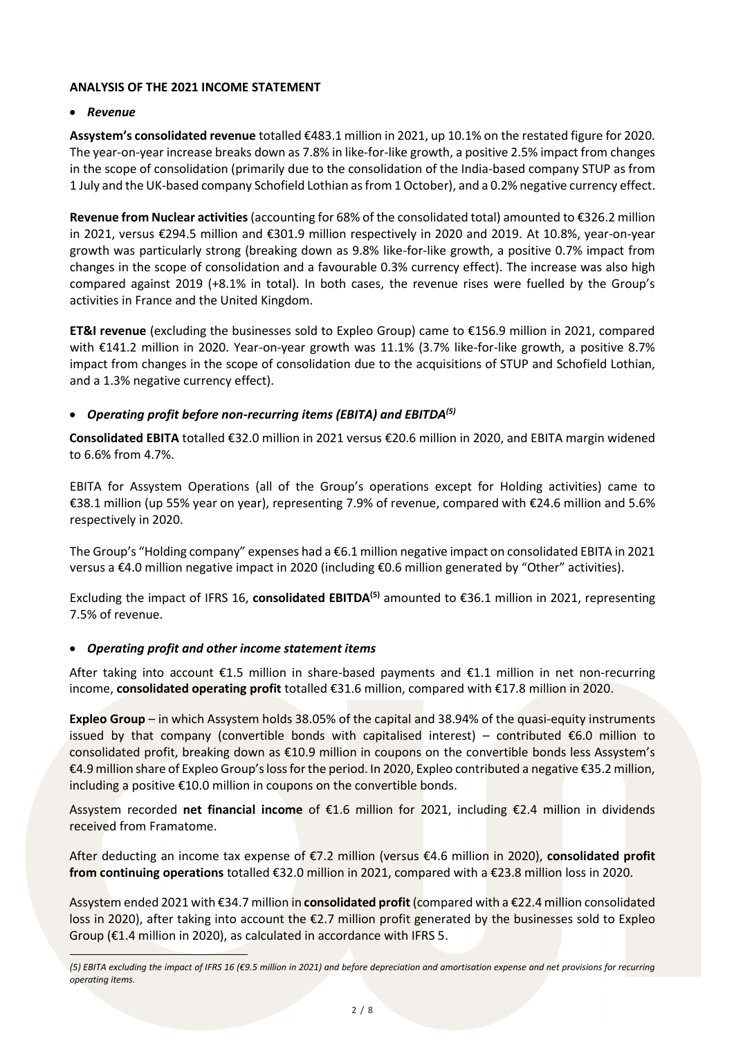**ANALYSIS OF THE 2021 INCOME STATEMENT**

- ***Revenue***

**Assystem's consolidated revenue** totalled €483.1 million in 2021, up 10.1% on the restated figure for 2020. The year-on-year increase breaks down as 7.8% in like-for-like growth, a positive 2.5% impact from changes in the scope of consolidation (primarily due to the consolidation of the India-based company STUP as from 1 July and the UK-based company Schofield Lothian as from 1 October), and a 0.2% negative currency effect.

**Revenue from Nuclear activities** (accounting for 68% of the consolidated total) amounted to €326.2 million in 2021, versus €294.5 million and €301.9 million respectively in 2020 and 2019. At 10.8%, year-on-year growth was particularly strong (breaking down as 9.8% like-for-like growth, a positive 0.7% impact from changes in the scope of consolidation and a favourable 0.3% currency effect). The increase was also high compared against 2019 (+8.1% in total). In both cases, the revenue rises were fuelled by the Group's activities in France and the United Kingdom.

**ET&I revenue** (excluding the businesses sold to Expleo Group) came to €156.9 million in 2021, compared with €141.2 million in 2020. Year-on-year growth was 11.1% (3.7% like-for-like growth, a positive 8.7% impact from changes in the scope of consolidation due to the acquisitions of STUP and Schofield Lothian, and a 1.3% negative currency effect).

- ***Operating profit before non-recurring items (EBITA) and EBITDA[5]***

**Consolidated EBITA** totalled €32.0 million in 2021 versus €20.6 million in 2020, and EBITA margin widened to 6.6% from 4.7%.

EBITA for Assystem Operations (all of the Group's operations except for Holding activities) came to €38.1 million (up 55% year on year), representing 7.9% of revenue, compared with €24.6 million and 5.6% respectively in 2020.

The Group's "Holding company" expenses had a €6.1 million negative impact on consolidated EBITA in 2021 versus a €4.0 million negative impact in 2020 (including €0.6 million generated by "Other" activities).

Excluding the impact of IFRS 16, **consolidated EBITDA[5]** amounted to €36.1 million in 2021, representing 7.5% of revenue.

- ***Operating profit and other income statement items***

After taking into account €1.5 million in share-based payments and €1.1 million in net non-recurring income, **consolidated operating profit** totalled €31.6 million, compared with €17.8 million in 2020.

**Expleo Group** – in which Assystem holds 38.05% of the capital and 38.94% of the quasi-equity instruments issued by that company (convertible bonds with capitalised interest) – contributed €6.0 million to consolidated profit, breaking down as €10.9 million in coupons on the convertible bonds less Assystem's €4.9 million share of Expleo Group's loss for the period. In 2020, Expleo contributed a negative €35.2 million, including a positive €10.0 million in coupons on the convertible bonds.

Assystem recorded **net financial income** of €1.6 million for 2021, including €2.4 million in dividends received from Framatome.

After deducting an income tax expense of €7.2 million (versus €4.6 million in 2020), **consolidated profit from continuing operations** totalled €32.0 million in 2021, compared with a €23.8 million loss in 2020.

Assystem ended 2021 with €34.7 million in **consolidated profit** (compared with a €22.4 million consolidated loss in 2020), after taking into account the €2.7 million profit generated by the businesses sold to Expleo Group (€1.4 million in 2020), as calculated in accordance with IFRS 5.

---

*(5) EBITA excluding the impact of IFRS 16 (€9.5 million in 2021) and before depreciation and amortisation expense and net provisions for recurring operating items.*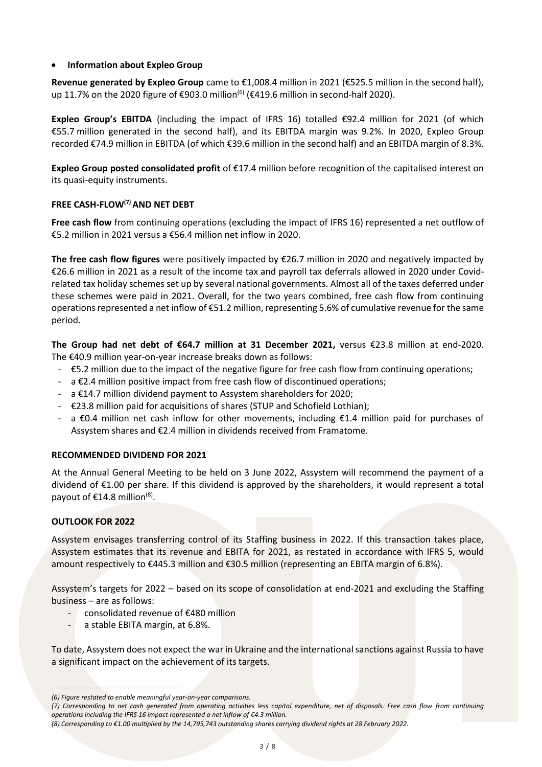- **Information about Expleo Group**

**Revenue generated by Expleo Group** came to €1,008.4 million in 2021 (€525.5 million in the second half), up 11.7% on the 2020 figure of €903.0 million[6] (€419.6 million in second-half 2020).

**Expleo Group's EBITDA** (including the impact of IFRS 16) totalled €92.4 million for 2021 (of which €55.7 million generated in the second half), and its EBITDA margin was 9.2%. In 2020, Expleo Group recorded €74.9 million in EBITDA (of which €39.6 million in the second half) and an EBITDA margin of 8.3%.

**Expleo Group posted consolidated profit** of €17.4 million before recognition of the capitalised interest on its quasi-equity instruments.

## FREE CASH-FLOW[7] AND NET DEBT

**Free cash flow** from continuing operations (excluding the impact of IFRS 16) represented a net outflow of €5.2 million in 2021 versus a €56.4 million net inflow in 2020.

**The free cash flow figures** were positively impacted by €26.7 million in 2020 and negatively impacted by €26.6 million in 2021 as a result of the income tax and payroll tax deferrals allowed in 2020 under Covid-related tax holiday schemes set up by several national governments. Almost all of the taxes deferred under these schemes were paid in 2021. Overall, for the two years combined, free cash flow from continuing operations represented a net inflow of €51.2 million, representing 5.6% of cumulative revenue for the same period.

**The Group had net debt of €64.7 million at 31 December 2021,** versus €23.8 million at end-2020. The €40.9 million year-on-year increase breaks down as follows:

- €5.2 million due to the impact of the negative figure for free cash flow from continuing operations;
- a €2.4 million positive impact from free cash flow of discontinued operations;
- a €14.7 million dividend payment to Assystem shareholders for 2020;
- €23.8 million paid for acquisitions of shares (STUP and Schofield Lothian);
- a €0.4 million net cash inflow for other movements, including €1.4 million paid for purchases of Assystem shares and €2.4 million in dividends received from Framatome.

## RECOMMENDED DIVIDEND FOR 2021

At the Annual General Meeting to be held on 3 June 2022, Assystem will recommend the payment of a dividend of €1.00 per share. If this dividend is approved by the shareholders, it would represent a total payout of €14.8 million[8].

## OUTLOOK FOR 2022

Assystem envisages transferring control of its Staffing business in 2022. If this transaction takes place, Assystem estimates that its revenue and EBITA for 2021, as restated in accordance with IFRS 5, would amount respectively to €445.3 million and €30.5 million (representing an EBITA margin of 6.8%).

Assystem's targets for 2022 – based on its scope of consolidation at end-2021 and excluding the Staffing business – are as follows:

- consolidated revenue of €480 million
- a stable EBITA margin, at 6.8%.

To date, Assystem does not expect the war in Ukraine and the international sanctions against Russia to have a significant impact on the achievement of its targets.

---

*(6) Figure restated to enable meaningful year-on-year comparisons.*

*(7) Corresponding to net cash generated from operating activities less capital expenditure, net of disposals. Free cash flow from continuing operations including the IFRS 16 impact represented a net inflow of €4.3 million.*

*(8) Corresponding to €1.00 multiplied by the 14,795,743 outstanding shares carrying dividend rights at 28 February 2022.*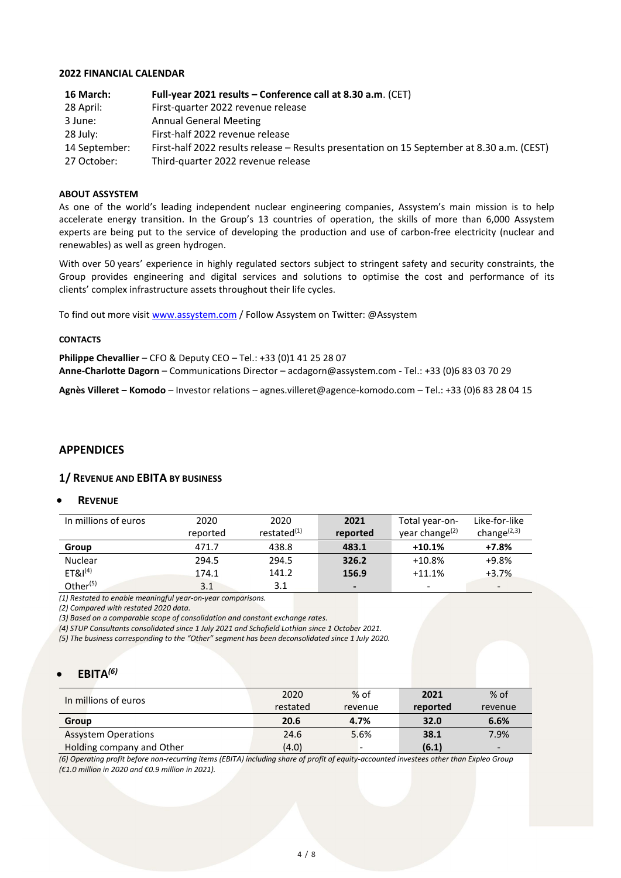#### 2022 FINANCIAL CALENDAR

| | |
|---|---|
| **16 March:** | **Full-year 2021 results – Conference call at 8.30 a.m**. (CET) |
| 28 April: | First-quarter 2022 revenue release |
| 3 June: | Annual General Meeting |
| 28 July: | First-half 2022 revenue release |
| 14 September: | First-half 2022 results release – Results presentation on 15 September at 8.30 a.m. (CEST) |
| 27 October: | Third-quarter 2022 revenue release |

#### ABOUT ASSYSTEM

As one of the world's leading independent nuclear engineering companies, Assystem's main mission is to help accelerate energy transition. In the Group's 13 countries of operation, the skills of more than 6,000 Assystem experts are being put to the service of developing the production and use of carbon-free electricity (nuclear and renewables) as well as green hydrogen.

With over 50 years' experience in highly regulated sectors subject to stringent safety and security constraints, the Group provides engineering and digital services and solutions to optimise the cost and performance of its clients' complex infrastructure assets throughout their life cycles.

To find out more visit www.assystem.com / Follow Assystem on Twitter: @Assystem

#### CONTACTS

**Philippe Chevallier** – CFO & Deputy CEO – Tel.: +33 (0)1 41 25 28 07
**Anne-Charlotte Dagorn** – Communications Director – acdagorn@assystem.com - Tel.: +33 (0)6 83 03 70 29

**Agnès Villeret – Komodo** – Investor relations – agnes.villeret@agence-komodo.com – Tel.: +33 (0)6 83 28 04 15

## APPENDICES

### 1/ REVENUE AND EBITA BY BUSINESS

- **REVENUE**

| In millions of euros | 2020 reported | 2020 restated[(1)] | **2021 reported** | Total year-on-year change[(2)] | Like-for-like change[(2,3)] |
|---|---|---|---|---|---|
| **Group** | 471.7 | 438.8 | **483.1** | **+10.1%** | **+7.8%** |
| Nuclear | 294.5 | 294.5 | **326.2** | +10.8% | +9.8% |
| ET&I[(4)] | 174.1 | 141.2 | **156.9** | +11.1% | +3.7% |
| Other[(5)] | 3.1 | 3.1 | **-** | - | - |

*(1) Restated to enable meaningful year-on-year comparisons.*
*(2) Compared with restated 2020 data.*
*(3) Based on a comparable scope of consolidation and constant exchange rates.*
*(4) STUP Consultants consolidated since 1 July 2021 and Schofield Lothian since 1 October 2021.*
*(5) The business corresponding to the "Other" segment has been deconsolidated since 1 July 2020.*

- **EBITA*(6)***

| In millions of euros | 2020 restated | % of revenue | **2021 reported** | % of revenue |
|---|---|---|---|---|
| **Group** | **20.6** | **4.7%** | **32.0** | **6.6%** |
| Assystem Operations | 24.6 | 5.6% | **38.1** | 7.9% |
| Holding company and Other | (4.0) | - | **(6.1)** | - |

*(6) Operating profit before non-recurring items (EBITA) including share of profit of equity-accounted investees other than Expleo Group (€1.0 million in 2020 and €0.9 million in 2021).*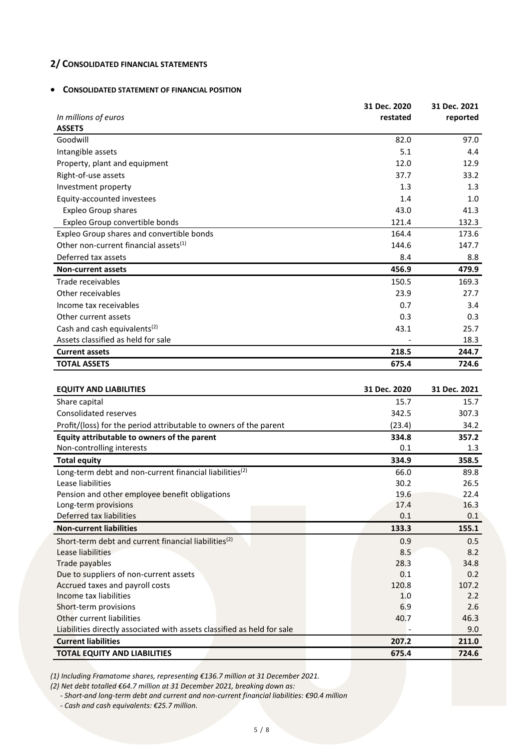## 2/ Consolidated financial statements

- **Consolidated statement of financial position**

| *In millions of euros* | **31 Dec. 2020 restated** | **31 Dec. 2021 reported** |
|---|---|---|
| **ASSETS** | | |
| Goodwill | 82.0 | 97.0 |
| Intangible assets | 5.1 | 4.4 |
| Property, plant and equipment | 12.0 | 12.9 |
| Right-of-use assets | 37.7 | 33.2 |
| Investment property | 1.3 | 1.3 |
| Equity-accounted investees | 1.4 | 1.0 |
| Expleo Group shares | 43.0 | 41.3 |
| Expleo Group convertible bonds | 121.4 | 132.3 |
| Expleo Group shares and convertible bonds | 164.4 | 173.6 |
| Other non-current financial assets(1) | 144.6 | 147.7 |
| Deferred tax assets | 8.4 | 8.8 |
| **Non-current assets** | **456.9** | **479.9** |
| Trade receivables | 150.5 | 169.3 |
| Other receivables | 23.9 | 27.7 |
| Income tax receivables | 0.7 | 3.4 |
| Other current assets | 0.3 | 0.3 |
| Cash and cash equivalents(2) | 43.1 | 25.7 |
| Assets classified as held for sale | - | 18.3 |
| **Current assets** | **218.5** | **244.7** |
| **TOTAL ASSETS** | **675.4** | **724.6** |

| **EQUITY AND LIABILITIES** | **31 Dec. 2020** | **31 Dec. 2021** |
|---|---|---|
| Share capital | 15.7 | 15.7 |
| Consolidated reserves | 342.5 | 307.3 |
| Profit/(loss) for the period attributable to owners of the parent | (23.4) | 34.2 |
| **Equity attributable to owners of the parent** | **334.8** | **357.2** |
| Non-controlling interests | 0.1 | 1.3 |
| **Total equity** | **334.9** | **358.5** |
| Long-term debt and non-current financial liabilities(2) | 66.0 | 89.8 |
| Lease liabilities | 30.2 | 26.5 |
| Pension and other employee benefit obligations | 19.6 | 22.4 |
| Long-term provisions | 17.4 | 16.3 |
| Deferred tax liabilities | 0.1 | 0.1 |
| **Non-current liabilities** | **133.3** | **155.1** |
| Short-term debt and current financial liabilities(2) | 0.9 | 0.5 |
| Lease liabilities | 8.5 | 8.2 |
| Trade payables | 28.3 | 34.8 |
| Due to suppliers of non-current assets | 0.1 | 0.2 |
| Accrued taxes and payroll costs | 120.8 | 107.2 |
| Income tax liabilities | 1.0 | 2.2 |
| Short-term provisions | 6.9 | 2.6 |
| Other current liabilities | 40.7 | 46.3 |
| Liabilities directly associated with assets classified as held for sale | - | 9.0 |
| **Current liabilities** | **207.2** | **211.0** |
| **TOTAL EQUITY AND LIABILITIES** | **675.4** | **724.6** |

*(1) Including Framatome shares, representing €136.7 million at 31 December 2021.*

*(2) Net debt totalled €64.7 million at 31 December 2021, breaking down as:*

*- Short-and long-term debt and current and non-current financial liabilities: €90.4 million*

*- Cash and cash equivalents: €25.7 million.*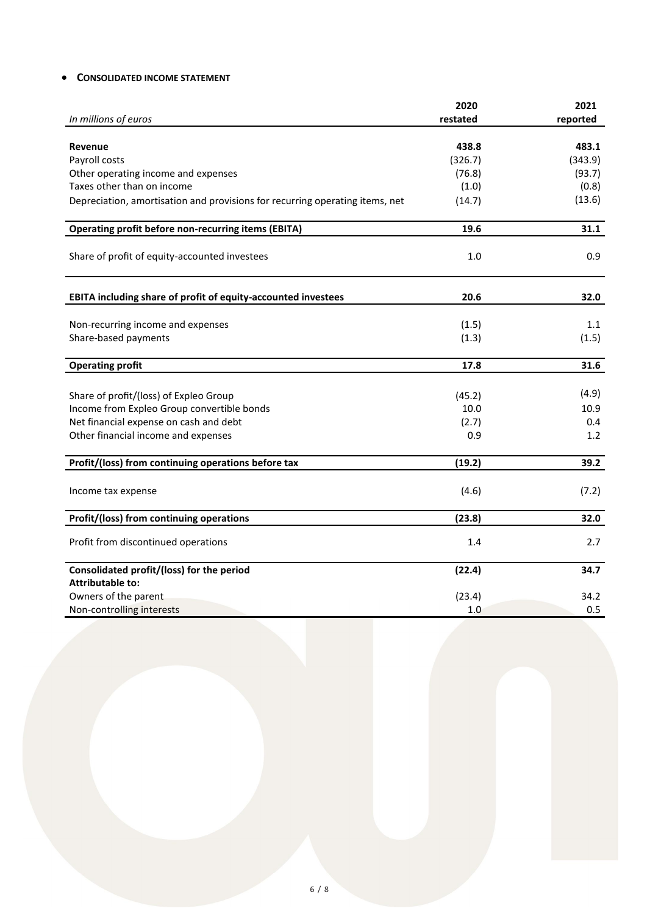- **CONSOLIDATED INCOME STATEMENT**

| *In millions of euros* | 2020 restated | 2021 reported |
|---|---|---|
| **Revenue** | **438.8** | **483.1** |
| Payroll costs | (326.7) | (343.9) |
| Other operating income and expenses | (76.8) | (93.7) |
| Taxes other than on income | (1.0) | (0.8) |
| Depreciation, amortisation and provisions for recurring operating items, net | (14.7) | (13.6) |
| **Operating profit before non-recurring items (EBITA)** | **19.6** | **31.1** |
| Share of profit of equity-accounted investees | 1.0 | 0.9 |
| **EBITA including share of profit of equity-accounted investees** | **20.6** | **32.0** |
| Non-recurring income and expenses | (1.5) | 1.1 |
| Share-based payments | (1.3) | (1.5) |
| **Operating profit** | **17.8** | **31.6** |
| Share of profit/(loss) of Expleo Group | (45.2) | (4.9) |
| Income from Expleo Group convertible bonds | 10.0 | 10.9 |
| Net financial expense on cash and debt | (2.7) | 0.4 |
| Other financial income and expenses | 0.9 | 1.2 |
| **Profit/(loss) from continuing operations before tax** | **(19.2)** | **39.2** |
| Income tax expense | (4.6) | (7.2) |
| **Profit/(loss) from continuing operations** | **(23.8)** | **32.0** |
| Profit from discontinued operations | 1.4 | 2.7 |
| **Consolidated profit/(loss) for the period** | **(22.4)** | **34.7** |
| **Attributable to:** | | |
| Owners of the parent | (23.4) | 34.2 |
| Non-controlling interests | 1.0 | 0.5 |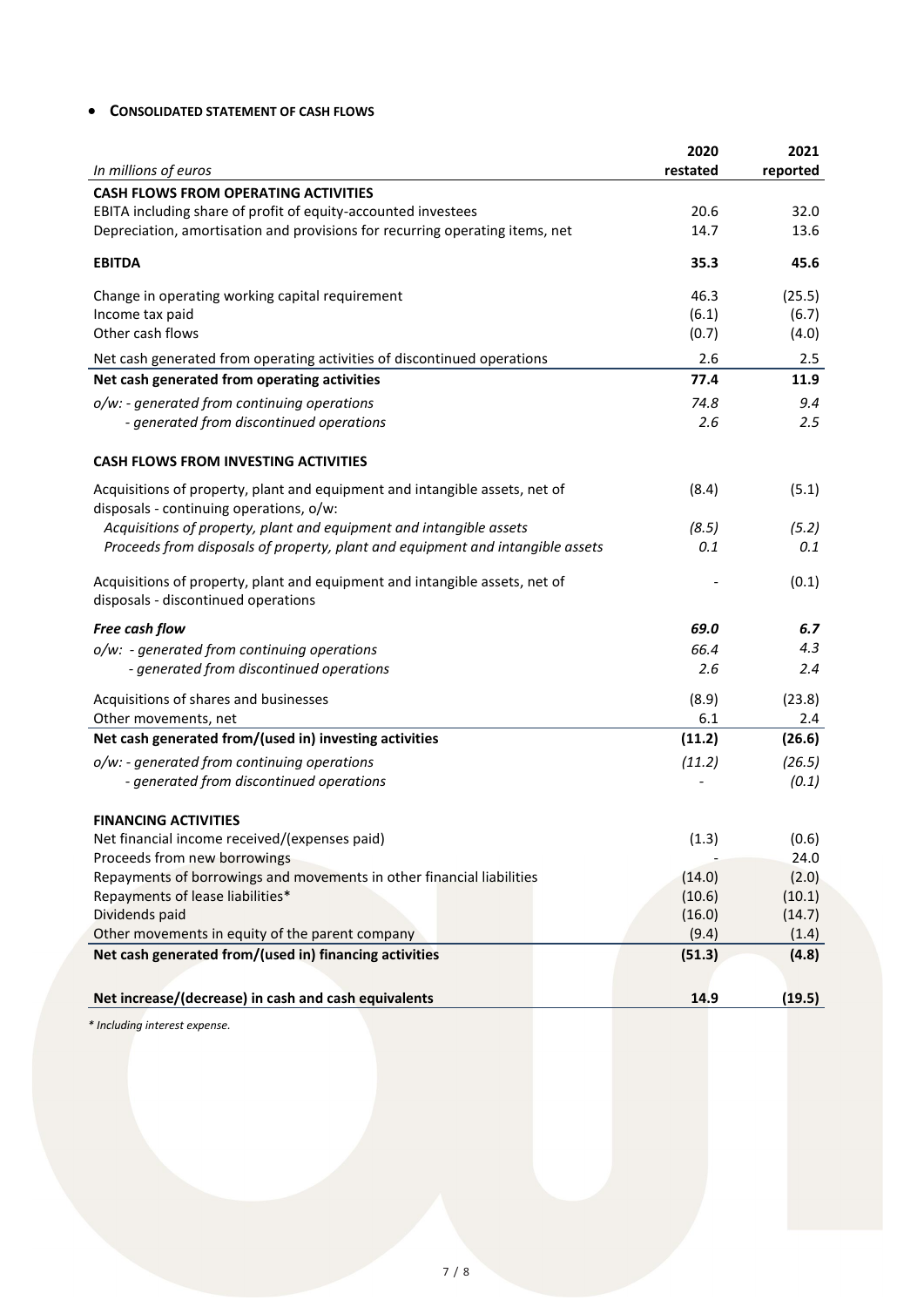- **CONSOLIDATED STATEMENT OF CASH FLOWS**

| In millions of euros | 2020 restated | 2021 reported |
|---|---|---|
| **CASH FLOWS FROM OPERATING ACTIVITIES** | | |
| EBITA including share of profit of equity-accounted investees | 20.6 | 32.0 |
| Depreciation, amortisation and provisions for recurring operating items, net | 14.7 | 13.6 |
| **EBITDA** | **35.3** | **45.6** |
| Change in operating working capital requirement | 46.3 | (25.5) |
| Income tax paid | (6.1) | (6.7) |
| Other cash flows | (0.7) | (4.0) |
| Net cash generated from operating activities of discontinued operations | 2.6 | 2.5 |
| **Net cash generated from operating activities** | **77.4** | **11.9** |
| *o/w: - generated from continuing operations* | *74.8* | *9.4* |
| *- generated from discontinued operations* | *2.6* | *2.5* |
| **CASH FLOWS FROM INVESTING ACTIVITIES** | | |
| Acquisitions of property, plant and equipment and intangible assets, net of disposals - continuing operations, o/w: | (8.4) | (5.1) |
| *Acquisitions of property, plant and equipment and intangible assets* | *(8.5)* | *(5.2)* |
| *Proceeds from disposals of property, plant and equipment and intangible assets* | *0.1* | *0.1* |
| Acquisitions of property, plant and equipment and intangible assets, net of disposals - discontinued operations | - | (0.1) |
| ***Free cash flow*** | ***69.0*** | ***6.7*** |
| *o/w: - generated from continuing operations* | *66.4* | *4.3* |
| *- generated from discontinued operations* | *2.6* | *2.4* |
| Acquisitions of shares and businesses | (8.9) | (23.8) |
| Other movements, net | 6.1 | 2.4 |
| **Net cash generated from/(used in) investing activities** | **(11.2)** | **(26.6)** |
| *o/w: - generated from continuing operations* | *(11.2)* | *(26.5)* |
| *- generated from discontinued operations* | *-* | *(0.1)* |
| **FINANCING ACTIVITIES** | | |
| Net financial income received/(expenses paid) | (1.3) | (0.6) |
| Proceeds from new borrowings | - | 24.0 |
| Repayments of borrowings and movements in other financial liabilities | (14.0) | (2.0) |
| Repayments of lease liabilities* | (10.6) | (10.1) |
| Dividends paid | (16.0) | (14.7) |
| Other movements in equity of the parent company | (9.4) | (1.4) |
| **Net cash generated from/(used in) financing activities** | **(51.3)** | **(4.8)** |
| **Net increase/(decrease) in cash and cash equivalents** | **14.9** | **(19.5)** |

*\* Including interest expense.*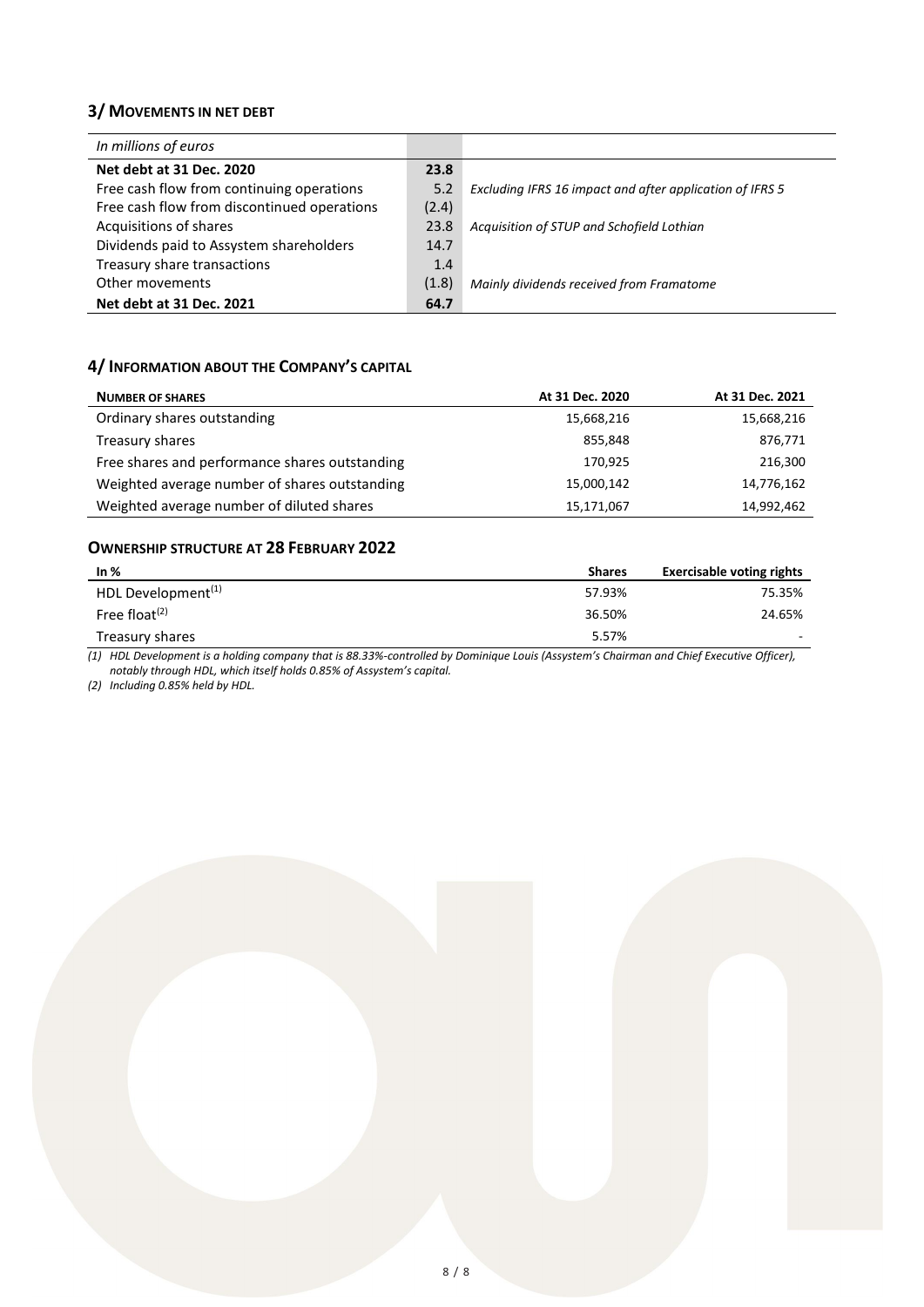## 3/ MOVEMENTS IN NET DEBT

| *In millions of euros* | | |
|---|---|---|
| **Net debt at 31 Dec. 2020** | **23.8** | |
| Free cash flow from continuing operations | 5.2 | *Excluding IFRS 16 impact and after application of IFRS 5* |
| Free cash flow from discontinued operations | (2.4) | |
| Acquisitions of shares | 23.8 | *Acquisition of STUP and Schofield Lothian* |
| Dividends paid to Assystem shareholders | 14.7 | |
| Treasury share transactions | 1.4 | |
| Other movements | (1.8) | *Mainly dividends received from Framatome* |
| **Net debt at 31 Dec. 2021** | **64.7** | |

## 4/ INFORMATION ABOUT THE COMPANY'S CAPITAL

| **NUMBER OF SHARES** | **At 31 Dec. 2020** | **At 31 Dec. 2021** |
|---|---|---|
| Ordinary shares outstanding | 15,668,216 | 15,668,216 |
| Treasury shares | 855,848 | 876,771 |
| Free shares and performance shares outstanding | 170,925 | 216,300 |
| Weighted average number of shares outstanding | 15,000,142 | 14,776,162 |
| Weighted average number of diluted shares | 15,171,067 | 14,992,462 |

### OWNERSHIP STRUCTURE AT 28 FEBRUARY 2022

| **In %** | **Shares** | **Exercisable voting rights** |
|---|---|---|
| HDL Development[(1)] | 57.93% | 75.35% |
| Free float[(2)] | 36.50% | 24.65% |
| Treasury shares | 5.57% | - |

*(1) HDL Development is a holding company that is 88.33%-controlled by Dominique Louis (Assystem's Chairman and Chief Executive Officer), notably through HDL, which itself holds 0.85% of Assystem's capital.*

*(2) Including 0.85% held by HDL.*